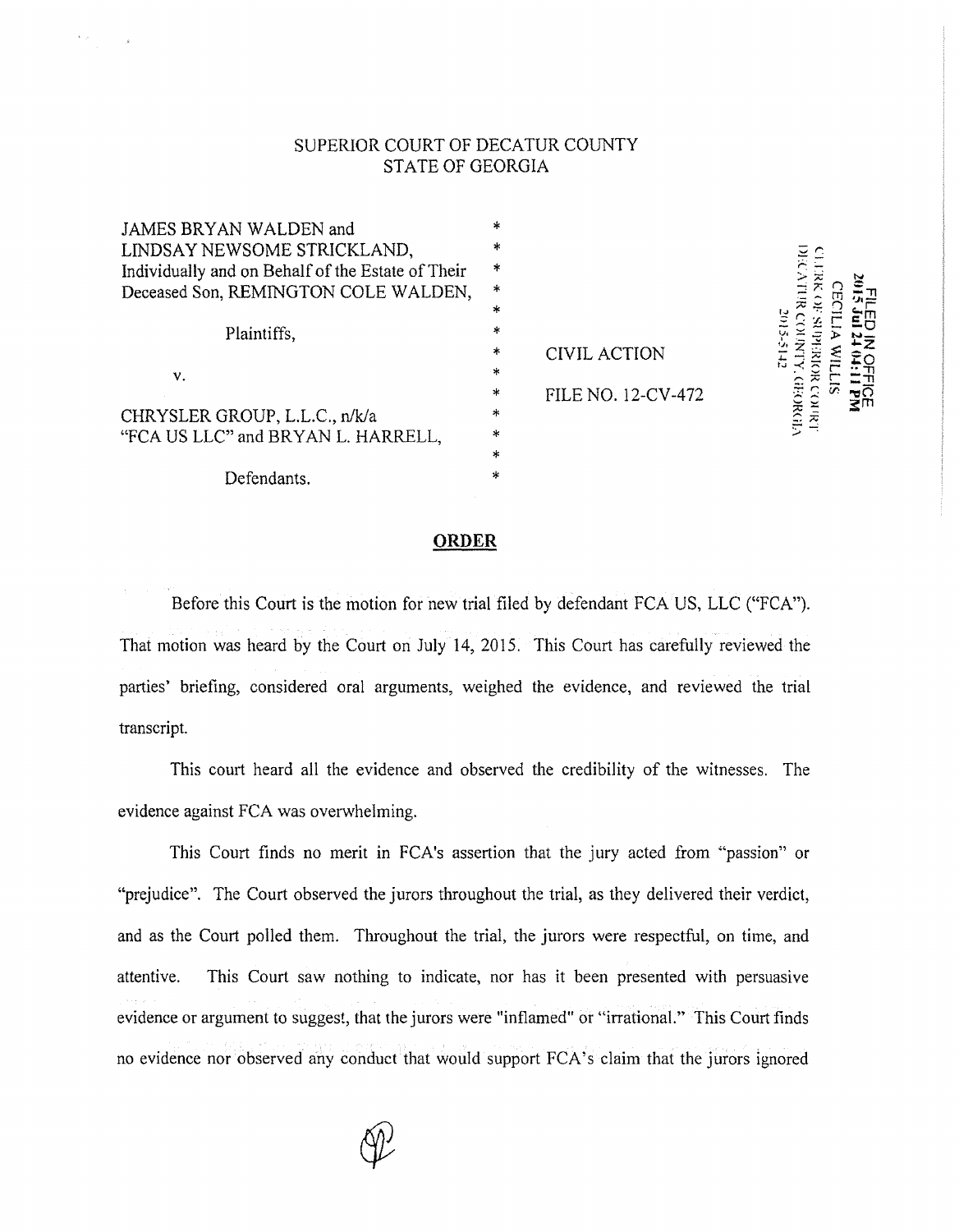SUPERIOR COURT OF DECATUR COUNTY
STATE OF GEORGIA

| | | |
|---|---|---|
| JAMES BRYAN WALDEN and LINDSAY NEWSOME STRICKLAND, Individually and on Behalf of the Estate of Their Deceased Son, REMINGTON COLE WALDEN, | * | |
| Plaintiffs, | * | CIVIL ACTION |
| v. | * | FILE NO. 12-CV-472 |
| CHRYSLER GROUP, L.L.C., n/k/a "FCA US LLC" and BRYAN L. HARRELL, | * | |
| Defendants. | * | |

FILED IN OFFICE
2015 Jul 24 04:11 PM
CECILIA WILLIS
CLERK OF SUPERIOR COURT
DECATUR COUNTY, GEORGIA
2015-5142

## ORDER

Before this Court is the motion for new trial filed by defendant FCA US, LLC ("FCA"). That motion was heard by the Court on July 14, 2015. This Court has carefully reviewed the parties' briefing, considered oral arguments, weighed the evidence, and reviewed the trial transcript.

This court heard all the evidence and observed the credibility of the witnesses. The evidence against FCA was overwhelming.

This Court finds no merit in FCA's assertion that the jury acted from "passion" or "prejudice". The Court observed the jurors throughout the trial, as they delivered their verdict, and as the Court polled them. Throughout the trial, the jurors were respectful, on time, and attentive. This Court saw nothing to indicate, nor has it been presented with persuasive evidence or argument to suggest, that the jurors were "inflamed" or "irrational." This Court finds no evidence nor observed any conduct that would support FCA's claim that the jurors ignored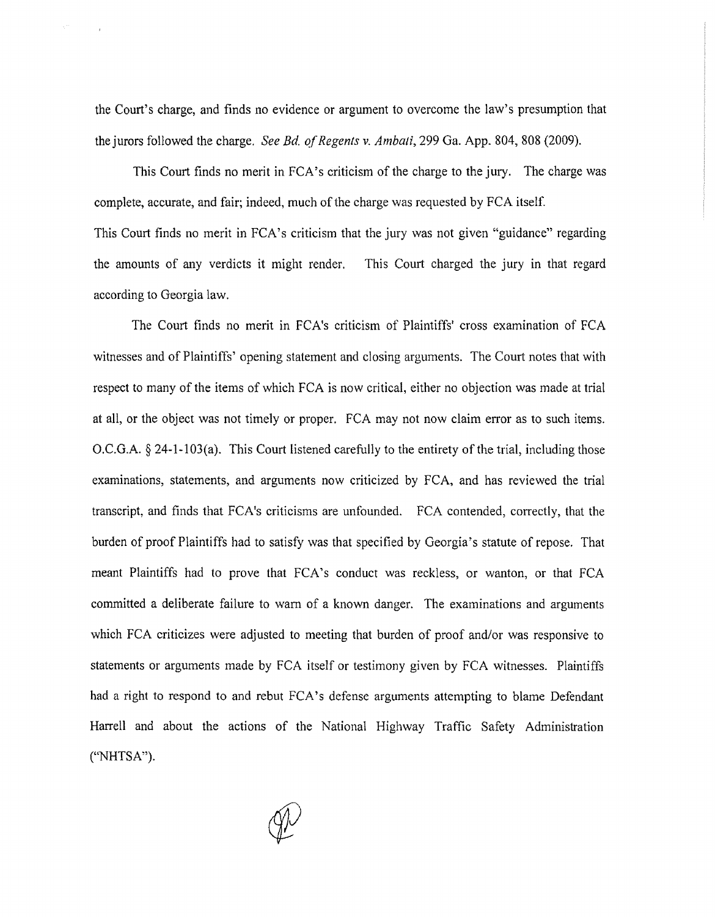the Court's charge, and finds no evidence or argument to overcome the law's presumption that the jurors followed the charge. *See Bd. of Regents v. Ambati*, 299 Ga. App. 804, 808 (2009).

This Court finds no merit in FCA's criticism of the charge to the jury. The charge was complete, accurate, and fair; indeed, much of the charge was requested by FCA itself. This Court finds no merit in FCA's criticism that the jury was not given "guidance" regarding the amounts of any verdicts it might render. This Court charged the jury in that regard according to Georgia law.

The Court finds no merit in FCA's criticism of Plaintiffs' cross examination of FCA witnesses and of Plaintiffs' opening statement and closing arguments. The Court notes that with respect to many of the items of which FCA is now critical, either no objection was made at trial at all, or the object was not timely or proper. FCA may not now claim error as to such items. O.C.G.A. § 24-1-103(a). This Court listened carefully to the entirety of the trial, including those examinations, statements, and arguments now criticized by FCA, and has reviewed the trial transcript, and finds that FCA's criticisms are unfounded. FCA contended, correctly, that the burden of proof Plaintiffs had to satisfy was that specified by Georgia's statute of repose. That meant Plaintiffs had to prove that FCA's conduct was reckless, or wanton, or that FCA committed a deliberate failure to warn of a known danger. The examinations and arguments which FCA criticizes were adjusted to meeting that burden of proof and/or was responsive to statements or arguments made by FCA itself or testimony given by FCA witnesses. Plaintiffs had a right to respond to and rebut FCA's defense arguments attempting to blame Defendant Harrell and about the actions of the National Highway Traffic Safety Administration ("NHTSA").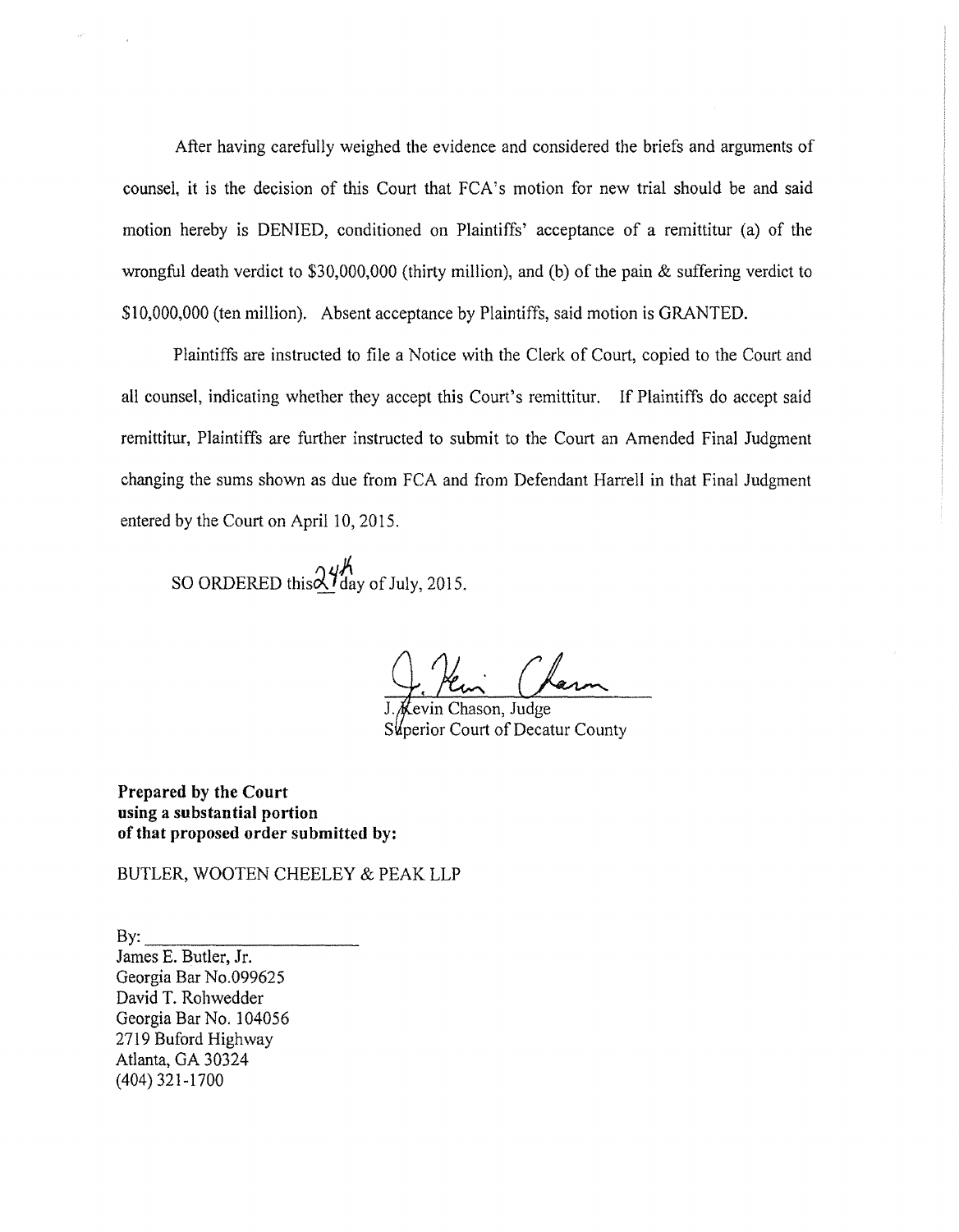After having carefully weighed the evidence and considered the briefs and arguments of counsel, it is the decision of this Court that FCA's motion for new trial should be and said motion hereby is DENIED, conditioned on Plaintiffs' acceptance of a remittitur (a) of the wrongful death verdict to $30,000,000 (thirty million), and (b) of the pain & suffering verdict to $10,000,000 (ten million). Absent acceptance by Plaintiffs, said motion is GRANTED.

Plaintiffs are instructed to file a Notice with the Clerk of Court, copied to the Court and all counsel, indicating whether they accept this Court's remittitur. If Plaintiffs do accept said remittitur, Plaintiffs are further instructed to submit to the Court an Amended Final Judgment changing the sums shown as due from FCA and from Defendant Harrell in that Final Judgment entered by the Court on April 10, 2015.

SO ORDERED this 24th day of July, 2015.

J. Kevin Chason, Judge
Superior Court of Decatur County

**Prepared by the Court**
**using a substantial portion**
**of that proposed order submitted by:**

BUTLER, WOOTEN CHEELEY & PEAK LLP

By: ______________________
James E. Butler, Jr.
Georgia Bar No.099625
David T. Rohwedder
Georgia Bar No. 104056
2719 Buford Highway
Atlanta, GA 30324
(404) 321-1700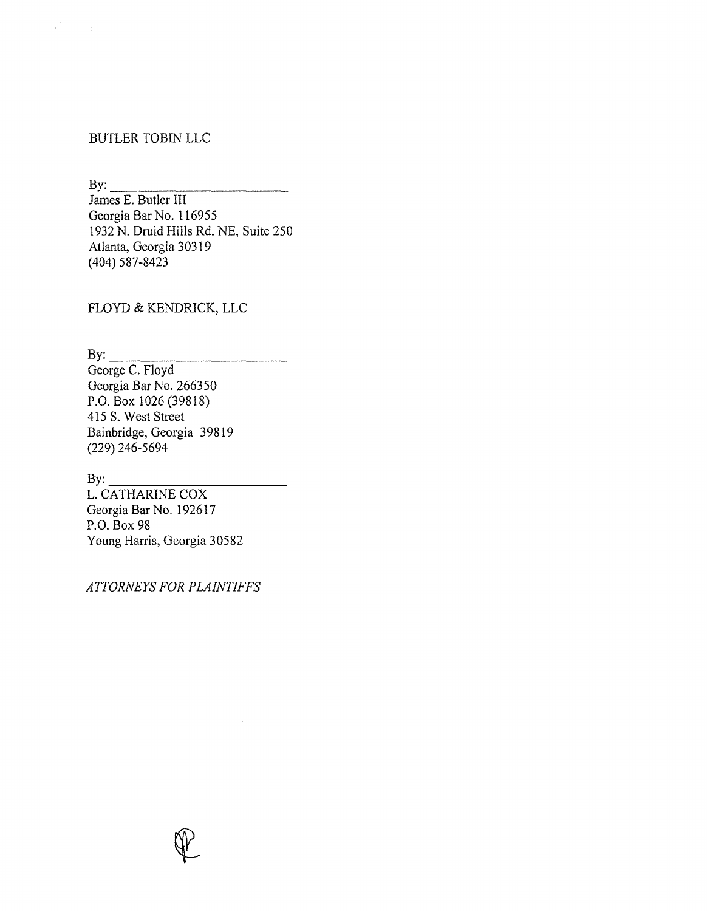BUTLER TOBIN LLC

By: ___________________________
James E. Butler III
Georgia Bar No. 116955
1932 N. Druid Hills Rd. NE, Suite 250
Atlanta, Georgia 30319
(404) 587-8423

FLOYD & KENDRICK, LLC

By: ___________________________
George C. Floyd
Georgia Bar No. 266350
P.O. Box 1026 (39818)
415 S. West Street
Bainbridge, Georgia 39819
(229) 246-5694

By: ___________________________
L. CATHARINE COX
Georgia Bar No. 192617
P.O. Box 98
Young Harris, Georgia 30582

*ATTORNEYS FOR PLAINTIFFS*